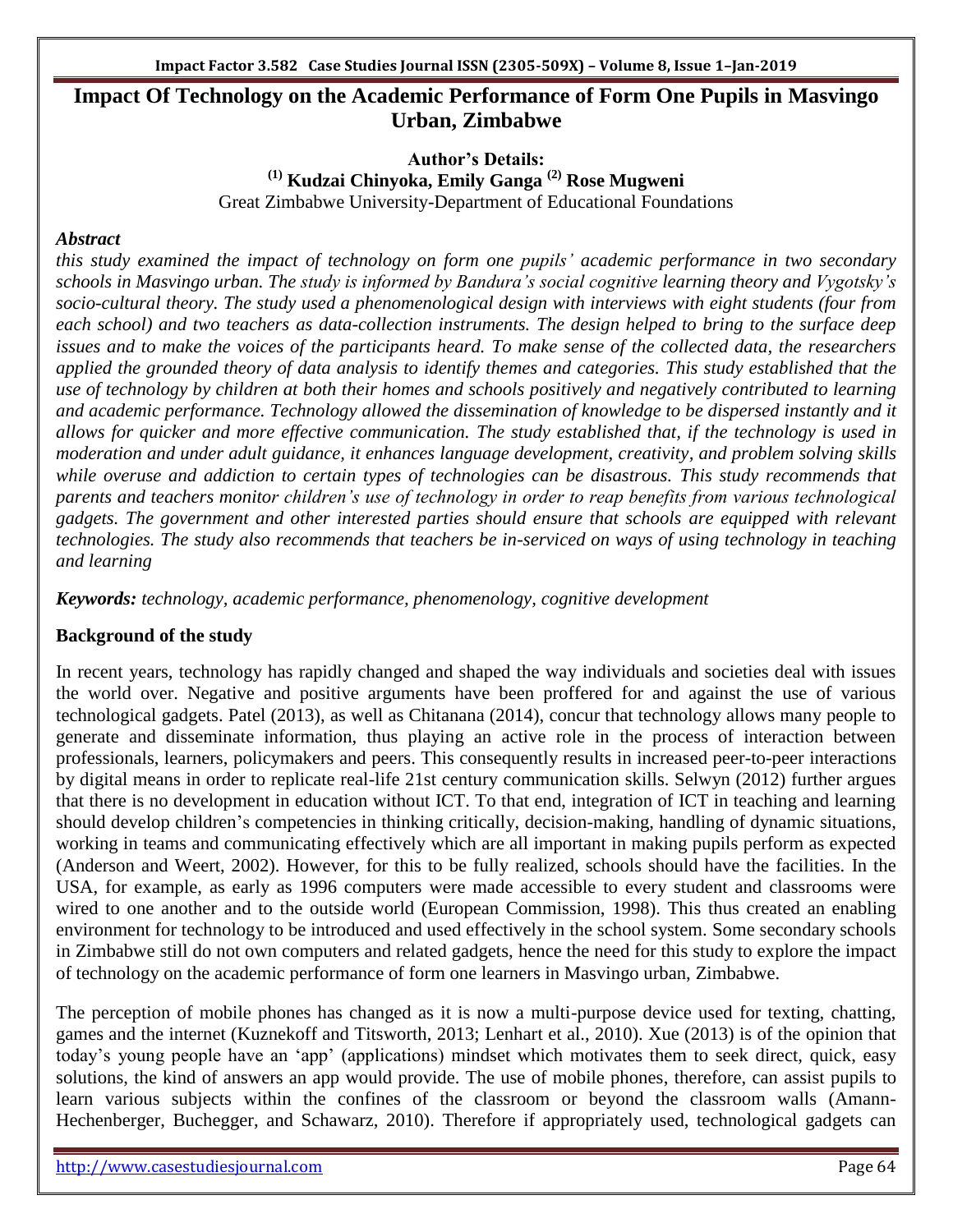# Impact Of Technology on the Academic Performance of Form One Pupils in Masvingo Urban, Zimbabwe

**Author's Details:**
**[1] Kudzai Chinyoka, Emily Ganga [2] Rose Mugweni**
Great Zimbabwe University-Department of Educational Foundations

***Abstract***

*this study examined the impact of technology on form one pupils' academic performance in two secondary schools in Masvingo urban. The study is informed by Bandura's social cognitive learning theory and Vygotsky's socio-cultural theory. The study used a phenomenological design with interviews with eight students (four from each school) and two teachers as data-collection instruments. The design helped to bring to the surface deep issues and to make the voices of the participants heard. To make sense of the collected data, the researchers applied the grounded theory of data analysis to identify themes and categories. This study established that the use of technology by children at both their homes and schools positively and negatively contributed to learning and academic performance. Technology allowed the dissemination of knowledge to be dispersed instantly and it allows for quicker and more effective communication. The study established that, if the technology is used in moderation and under adult guidance, it enhances language development, creativity, and problem solving skills while overuse and addiction to certain types of technologies can be disastrous. This study recommends that parents and teachers monitor children's use of technology in order to reap benefits from various technological gadgets. The government and other interested parties should ensure that schools are equipped with relevant technologies. The study also recommends that teachers be in-serviced on ways of using technology in teaching and learning*

***Keywords:*** *technology, academic performance, phenomenology, cognitive development*

## Background of the study

In recent years, technology has rapidly changed and shaped the way individuals and societies deal with issues the world over. Negative and positive arguments have been proffered for and against the use of various technological gadgets. Patel (2013), as well as Chitanana (2014), concur that technology allows many people to generate and disseminate information, thus playing an active role in the process of interaction between professionals, learners, policymakers and peers. This consequently results in increased peer-to-peer interactions by digital means in order to replicate real-life 21st century communication skills. Selwyn (2012) further argues that there is no development in education without ICT. To that end, integration of ICT in teaching and learning should develop children's competencies in thinking critically, decision-making, handling of dynamic situations, working in teams and communicating effectively which are all important in making pupils perform as expected (Anderson and Weert, 2002). However, for this to be fully realized, schools should have the facilities. In the USA, for example, as early as 1996 computers were made accessible to every student and classrooms were wired to one another and to the outside world (European Commission, 1998). This thus created an enabling environment for technology to be introduced and used effectively in the school system. Some secondary schools in Zimbabwe still do not own computers and related gadgets, hence the need for this study to explore the impact of technology on the academic performance of form one learners in Masvingo urban, Zimbabwe.

The perception of mobile phones has changed as it is now a multi-purpose device used for texting, chatting, games and the internet (Kuznekoff and Titsworth, 2013; Lenhart et al., 2010). Xue (2013) is of the opinion that today's young people have an 'app' (applications) mindset which motivates them to seek direct, quick, easy solutions, the kind of answers an app would provide. The use of mobile phones, therefore, can assist pupils to learn various subjects within the confines of the classroom or beyond the classroom walls (Amann-Hechenberger, Buchegger, and Schawarz, 2010). Therefore if appropriately used, technological gadgets can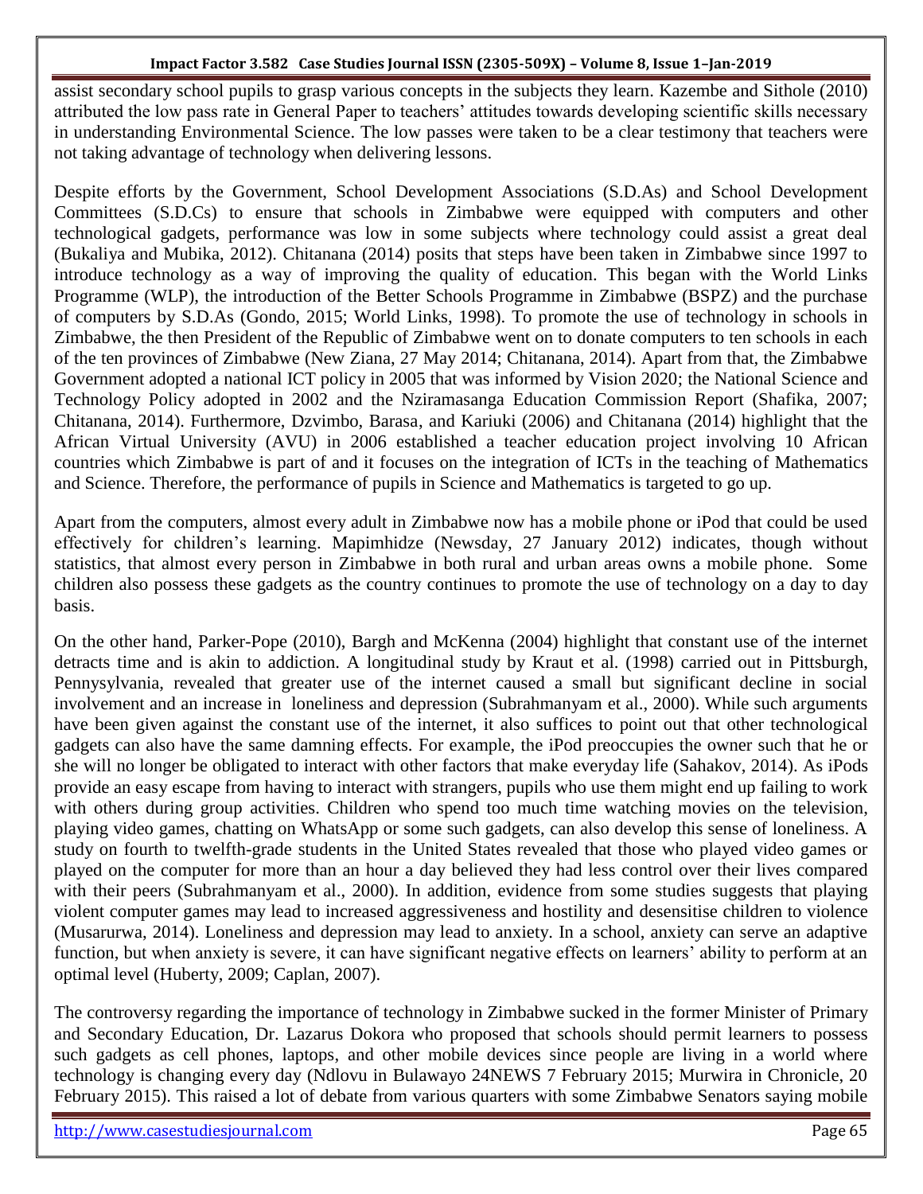assist secondary school pupils to grasp various concepts in the subjects they learn. Kazembe and Sithole (2010) attributed the low pass rate in General Paper to teachers' attitudes towards developing scientific skills necessary in understanding Environmental Science. The low passes were taken to be a clear testimony that teachers were not taking advantage of technology when delivering lessons.

Despite efforts by the Government, School Development Associations (S.D.As) and School Development Committees (S.D.Cs) to ensure that schools in Zimbabwe were equipped with computers and other technological gadgets, performance was low in some subjects where technology could assist a great deal (Bukaliya and Mubika, 2012). Chitanana (2014) posits that steps have been taken in Zimbabwe since 1997 to introduce technology as a way of improving the quality of education. This began with the World Links Programme (WLP), the introduction of the Better Schools Programme in Zimbabwe (BSPZ) and the purchase of computers by S.D.As (Gondo, 2015; World Links, 1998). To promote the use of technology in schools in Zimbabwe, the then President of the Republic of Zimbabwe went on to donate computers to ten schools in each of the ten provinces of Zimbabwe (New Ziana, 27 May 2014; Chitanana, 2014). Apart from that, the Zimbabwe Government adopted a national ICT policy in 2005 that was informed by Vision 2020; the National Science and Technology Policy adopted in 2002 and the Nziramasanga Education Commission Report (Shafika, 2007; Chitanana, 2014). Furthermore, Dzvimbo, Barasa, and Kariuki (2006) and Chitanana (2014) highlight that the African Virtual University (AVU) in 2006 established a teacher education project involving 10 African countries which Zimbabwe is part of and it focuses on the integration of ICTs in the teaching of Mathematics and Science. Therefore, the performance of pupils in Science and Mathematics is targeted to go up.

Apart from the computers, almost every adult in Zimbabwe now has a mobile phone or iPod that could be used effectively for children's learning. Mapimhidze (Newsday, 27 January 2012) indicates, though without statistics, that almost every person in Zimbabwe in both rural and urban areas owns a mobile phone. Some children also possess these gadgets as the country continues to promote the use of technology on a day to day basis.

On the other hand, Parker-Pope (2010), Bargh and McKenna (2004) highlight that constant use of the internet detracts time and is akin to addiction. A longitudinal study by Kraut et al. (1998) carried out in Pittsburgh, Pennysylvania, revealed that greater use of the internet caused a small but significant decline in social involvement and an increase in loneliness and depression (Subrahmanyam et al., 2000). While such arguments have been given against the constant use of the internet, it also suffices to point out that other technological gadgets can also have the same damning effects. For example, the iPod preoccupies the owner such that he or she will no longer be obligated to interact with other factors that make everyday life (Sahakov, 2014). As iPods provide an easy escape from having to interact with strangers, pupils who use them might end up failing to work with others during group activities. Children who spend too much time watching movies on the television, playing video games, chatting on WhatsApp or some such gadgets, can also develop this sense of loneliness. A study on fourth to twelfth-grade students in the United States revealed that those who played video games or played on the computer for more than an hour a day believed they had less control over their lives compared with their peers (Subrahmanyam et al., 2000). In addition, evidence from some studies suggests that playing violent computer games may lead to increased aggressiveness and hostility and desensitise children to violence (Musarurwa, 2014). Loneliness and depression may lead to anxiety. In a school, anxiety can serve an adaptive function, but when anxiety is severe, it can have significant negative effects on learners' ability to perform at an optimal level (Huberty, 2009; Caplan, 2007).

The controversy regarding the importance of technology in Zimbabwe sucked in the former Minister of Primary and Secondary Education, Dr. Lazarus Dokora who proposed that schools should permit learners to possess such gadgets as cell phones, laptops, and other mobile devices since people are living in a world where technology is changing every day (Ndlovu in Bulawayo 24NEWS 7 February 2015; Murwira in Chronicle, 20 February 2015). This raised a lot of debate from various quarters with some Zimbabwe Senators saying mobile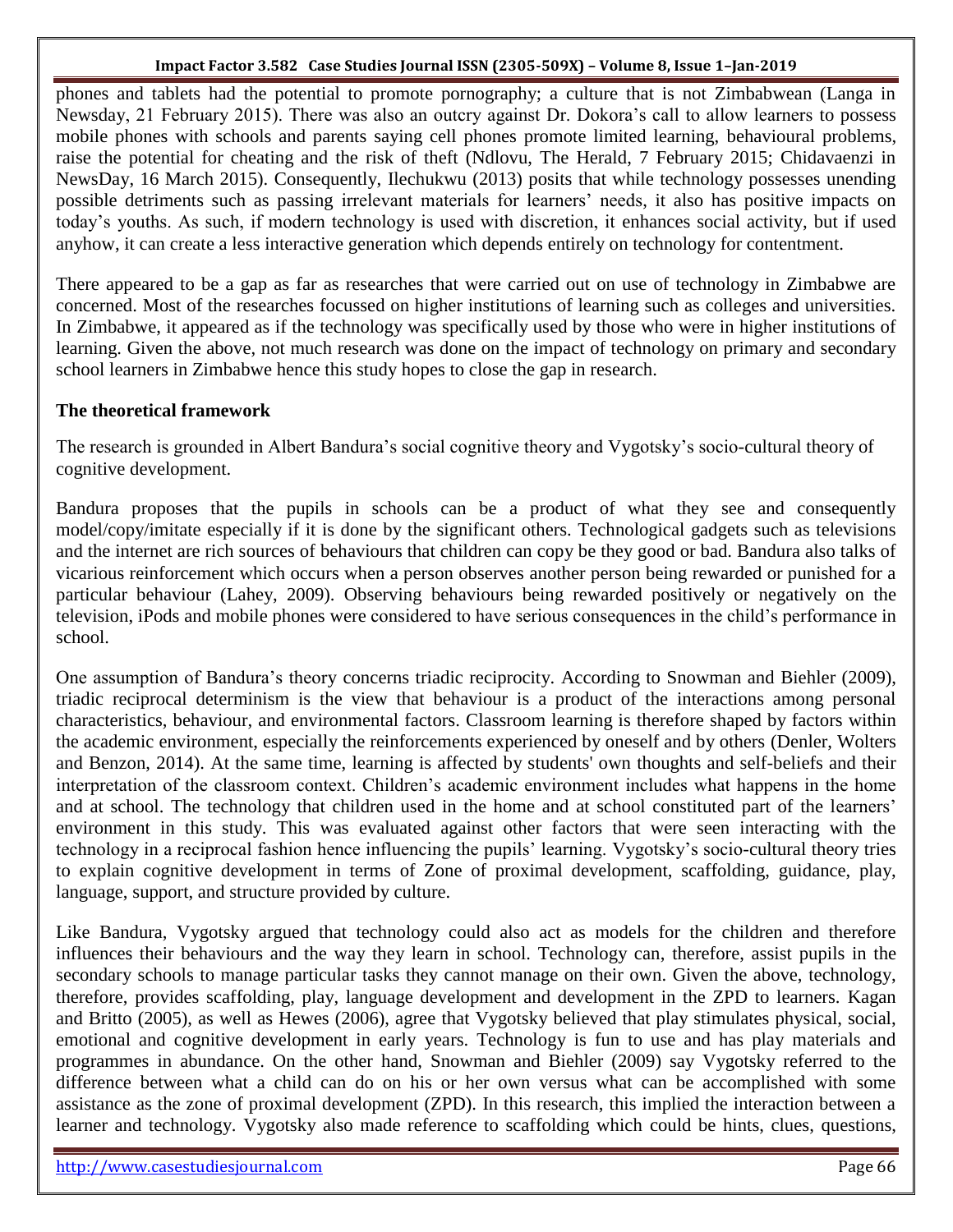phones and tablets had the potential to promote pornography; a culture that is not Zimbabwean (Langa in Newsday, 21 February 2015). There was also an outcry against Dr. Dokora's call to allow learners to possess mobile phones with schools and parents saying cell phones promote limited learning, behavioural problems, raise the potential for cheating and the risk of theft (Ndlovu, The Herald, 7 February 2015; Chidavaenzi in NewsDay, 16 March 2015). Consequently, Ilechukwu (2013) posits that while technology possesses unending possible detriments such as passing irrelevant materials for learners' needs, it also has positive impacts on today's youths. As such, if modern technology is used with discretion, it enhances social activity, but if used anyhow, it can create a less interactive generation which depends entirely on technology for contentment.

There appeared to be a gap as far as researches that were carried out on use of technology in Zimbabwe are concerned. Most of the researches focussed on higher institutions of learning such as colleges and universities. In Zimbabwe, it appeared as if the technology was specifically used by those who were in higher institutions of learning. Given the above, not much research was done on the impact of technology on primary and secondary school learners in Zimbabwe hence this study hopes to close the gap in research.

## The theoretical framework

The research is grounded in Albert Bandura's social cognitive theory and Vygotsky's socio-cultural theory of cognitive development.

Bandura proposes that the pupils in schools can be a product of what they see and consequently model/copy/imitate especially if it is done by the significant others. Technological gadgets such as televisions and the internet are rich sources of behaviours that children can copy be they good or bad. Bandura also talks of vicarious reinforcement which occurs when a person observes another person being rewarded or punished for a particular behaviour (Lahey, 2009). Observing behaviours being rewarded positively or negatively on the television, iPods and mobile phones were considered to have serious consequences in the child's performance in school.

One assumption of Bandura's theory concerns triadic reciprocity. According to Snowman and Biehler (2009), triadic reciprocal determinism is the view that behaviour is a product of the interactions among personal characteristics, behaviour, and environmental factors. Classroom learning is therefore shaped by factors within the academic environment, especially the reinforcements experienced by oneself and by others (Denler, Wolters and Benzon, 2014). At the same time, learning is affected by students' own thoughts and self-beliefs and their interpretation of the classroom context. Children's academic environment includes what happens in the home and at school. The technology that children used in the home and at school constituted part of the learners' environment in this study. This was evaluated against other factors that were seen interacting with the technology in a reciprocal fashion hence influencing the pupils' learning. Vygotsky's socio-cultural theory tries to explain cognitive development in terms of Zone of proximal development, scaffolding, guidance, play, language, support, and structure provided by culture.

Like Bandura, Vygotsky argued that technology could also act as models for the children and therefore influences their behaviours and the way they learn in school. Technology can, therefore, assist pupils in the secondary schools to manage particular tasks they cannot manage on their own. Given the above, technology, therefore, provides scaffolding, play, language development and development in the ZPD to learners. Kagan and Britto (2005), as well as Hewes (2006), agree that Vygotsky believed that play stimulates physical, social, emotional and cognitive development in early years. Technology is fun to use and has play materials and programmes in abundance. On the other hand, Snowman and Biehler (2009) say Vygotsky referred to the difference between what a child can do on his or her own versus what can be accomplished with some assistance as the zone of proximal development (ZPD). In this research, this implied the interaction between a learner and technology. Vygotsky also made reference to scaffolding which could be hints, clues, questions,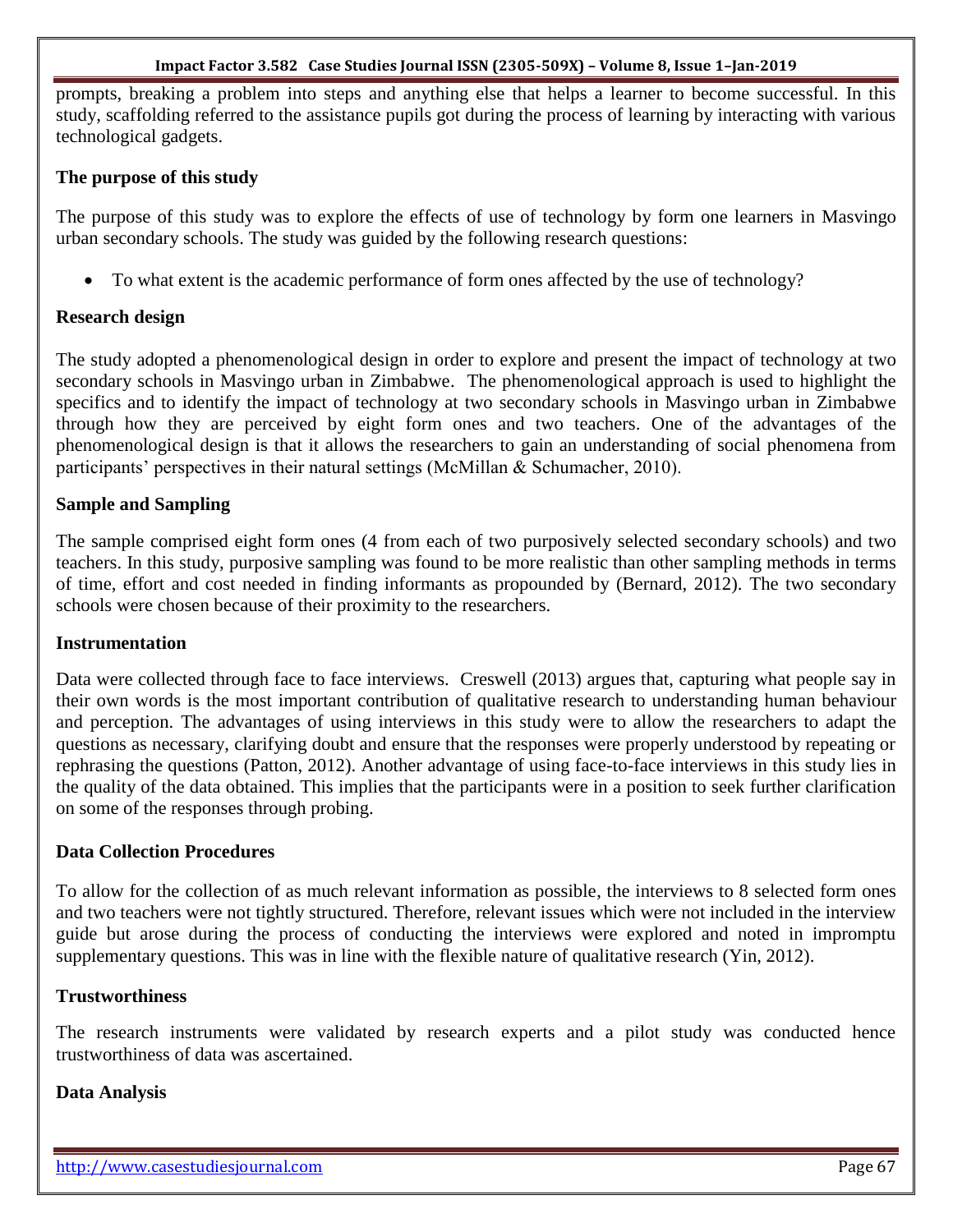prompts, breaking a problem into steps and anything else that helps a learner to become successful. In this study, scaffolding referred to the assistance pupils got during the process of learning by interacting with various technological gadgets.

### The purpose of this study

The purpose of this study was to explore the effects of use of technology by form one learners in Masvingo urban secondary schools. The study was guided by the following research questions:

- To what extent is the academic performance of form ones affected by the use of technology?

### Research design

The study adopted a phenomenological design in order to explore and present the impact of technology at two secondary schools in Masvingo urban in Zimbabwe. The phenomenological approach is used to highlight the specifics and to identify the impact of technology at two secondary schools in Masvingo urban in Zimbabwe through how they are perceived by eight form ones and two teachers. One of the advantages of the phenomenological design is that it allows the researchers to gain an understanding of social phenomena from participants' perspectives in their natural settings (McMillan & Schumacher, 2010).

### Sample and Sampling

The sample comprised eight form ones (4 from each of two purposively selected secondary schools) and two teachers. In this study, purposive sampling was found to be more realistic than other sampling methods in terms of time, effort and cost needed in finding informants as propounded by (Bernard, 2012). The two secondary schools were chosen because of their proximity to the researchers.

### Instrumentation

Data were collected through face to face interviews. Creswell (2013) argues that, capturing what people say in their own words is the most important contribution of qualitative research to understanding human behaviour and perception. The advantages of using interviews in this study were to allow the researchers to adapt the questions as necessary, clarifying doubt and ensure that the responses were properly understood by repeating or rephrasing the questions (Patton, 2012). Another advantage of using face-to-face interviews in this study lies in the quality of the data obtained. This implies that the participants were in a position to seek further clarification on some of the responses through probing.

### Data Collection Procedures

To allow for the collection of as much relevant information as possible, the interviews to 8 selected form ones and two teachers were not tightly structured. Therefore, relevant issues which were not included in the interview guide but arose during the process of conducting the interviews were explored and noted in impromptu supplementary questions. This was in line with the flexible nature of qualitative research (Yin, 2012).

### Trustworthiness

The research instruments were validated by research experts and a pilot study was conducted hence trustworthiness of data was ascertained.

### Data Analysis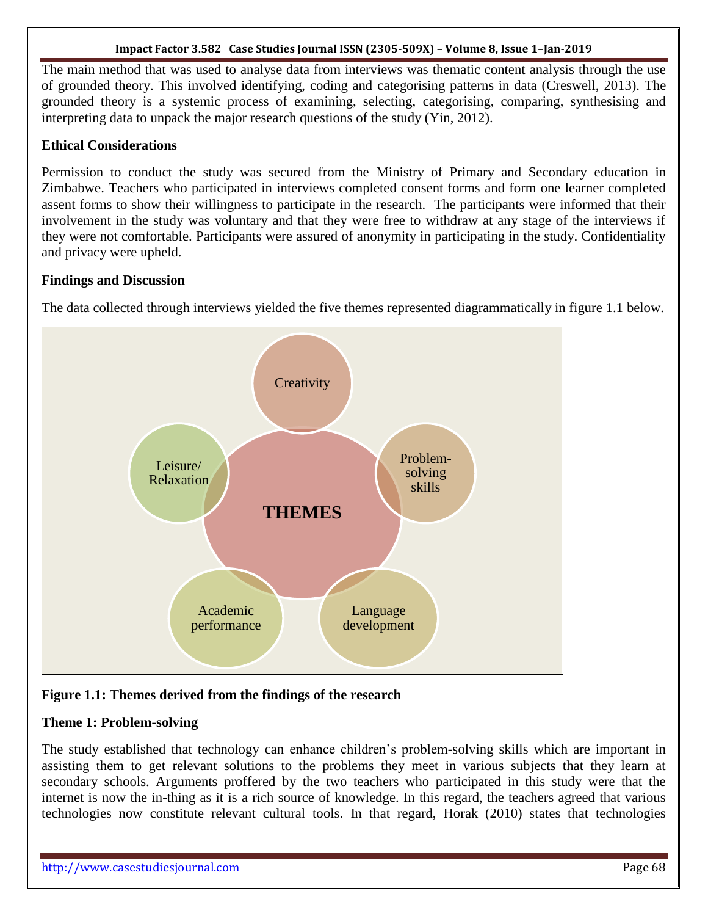The main method that was used to analyse data from interviews was thematic content analysis through the use of grounded theory. This involved identifying, coding and categorising patterns in data (Creswell, 2013). The grounded theory is a systemic process of examining, selecting, categorising, comparing, synthesising and interpreting data to unpack the major research questions of the study (Yin, 2012).

**Ethical Considerations**

Permission to conduct the study was secured from the Ministry of Primary and Secondary education in Zimbabwe. Teachers who participated in interviews completed consent forms and form one learner completed assent forms to show their willingness to participate in the research. The participants were informed that their involvement in the study was voluntary and that they were free to withdraw at any stage of the interviews if they were not comfortable. Participants were assured of anonymity in participating in the study. Confidentiality and privacy were upheld.

**Findings and Discussion**

The data collected through interviews yielded the five themes represented diagrammatically in figure 1.1 below.

THEMES: Creativity; Problem-solving skills; Language development; Academic performance; Leisure/ Relaxation

**Figure 1.1: Themes derived from the findings of the research**

**Theme 1: Problem-solving**

The study established that technology can enhance children's problem-solving skills which are important in assisting them to get relevant solutions to the problems they meet in various subjects that they learn at secondary schools. Arguments proffered by the two teachers who participated in this study were that the internet is now the in-thing as it is a rich source of knowledge. In this regard, the teachers agreed that various technologies now constitute relevant cultural tools. In that regard, Horak (2010) states that technologies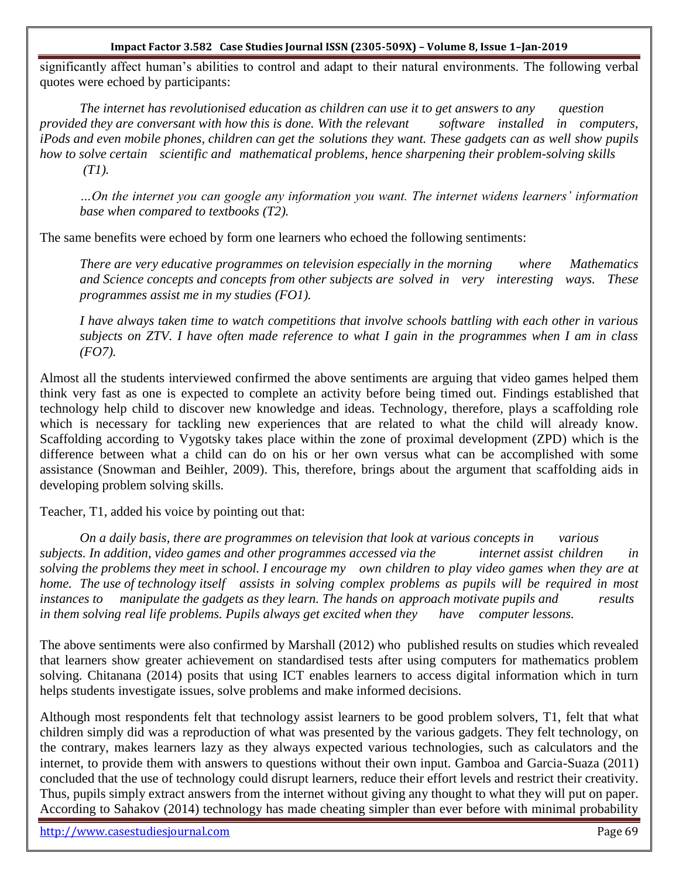significantly affect human's abilities to control and adapt to their natural environments. The following verbal quotes were echoed by participants:

> *The internet has revolutionised education as children can use it to get answers to any question provided they are conversant with how this is done. With the relevant software installed in computers, iPods and even mobile phones, children can get the solutions they want. These gadgets can as well show pupils how to solve certain scientific and mathematical problems, hence sharpening their problem-solving skills (T1).*

> *…On the internet you can google any information you want. The internet widens learners' information base when compared to textbooks (T2).*

The same benefits were echoed by form one learners who echoed the following sentiments:

> *There are very educative programmes on television especially in the morning where Mathematics and Science concepts and concepts from other subjects are solved in very interesting ways. These programmes assist me in my studies (FO1).*

> *I have always taken time to watch competitions that involve schools battling with each other in various subjects on ZTV. I have often made reference to what I gain in the programmes when I am in class (FO7).*

Almost all the students interviewed confirmed the above sentiments are arguing that video games helped them think very fast as one is expected to complete an activity before being timed out. Findings established that technology help child to discover new knowledge and ideas. Technology, therefore, plays a scaffolding role which is necessary for tackling new experiences that are related to what the child will already know. Scaffolding according to Vygotsky takes place within the zone of proximal development (ZPD) which is the difference between what a child can do on his or her own versus what can be accomplished with some assistance (Snowman and Beihler, 2009). This, therefore, brings about the argument that scaffolding aids in developing problem solving skills.

Teacher, T1, added his voice by pointing out that:

> *On a daily basis, there are programmes on television that look at various concepts in various subjects. In addition, video games and other programmes accessed via the internet assist children in solving the problems they meet in school. I encourage my own children to play video games when they are at home. The use of technology itself assists in solving complex problems as pupils will be required in most instances to manipulate the gadgets as they learn. The hands on approach motivate pupils and results in them solving real life problems. Pupils always get excited when they have computer lessons.*

The above sentiments were also confirmed by Marshall (2012) who published results on studies which revealed that learners show greater achievement on standardised tests after using computers for mathematics problem solving. Chitanana (2014) posits that using ICT enables learners to access digital information which in turn helps students investigate issues, solve problems and make informed decisions.

Although most respondents felt that technology assist learners to be good problem solvers, T1, felt that what children simply did was a reproduction of what was presented by the various gadgets. They felt technology, on the contrary, makes learners lazy as they always expected various technologies, such as calculators and the internet, to provide them with answers to questions without their own input. Gamboa and Garcia-Suaza (2011) concluded that the use of technology could disrupt learners, reduce their effort levels and restrict their creativity. Thus, pupils simply extract answers from the internet without giving any thought to what they will put on paper. According to Sahakov (2014) technology has made cheating simpler than ever before with minimal probability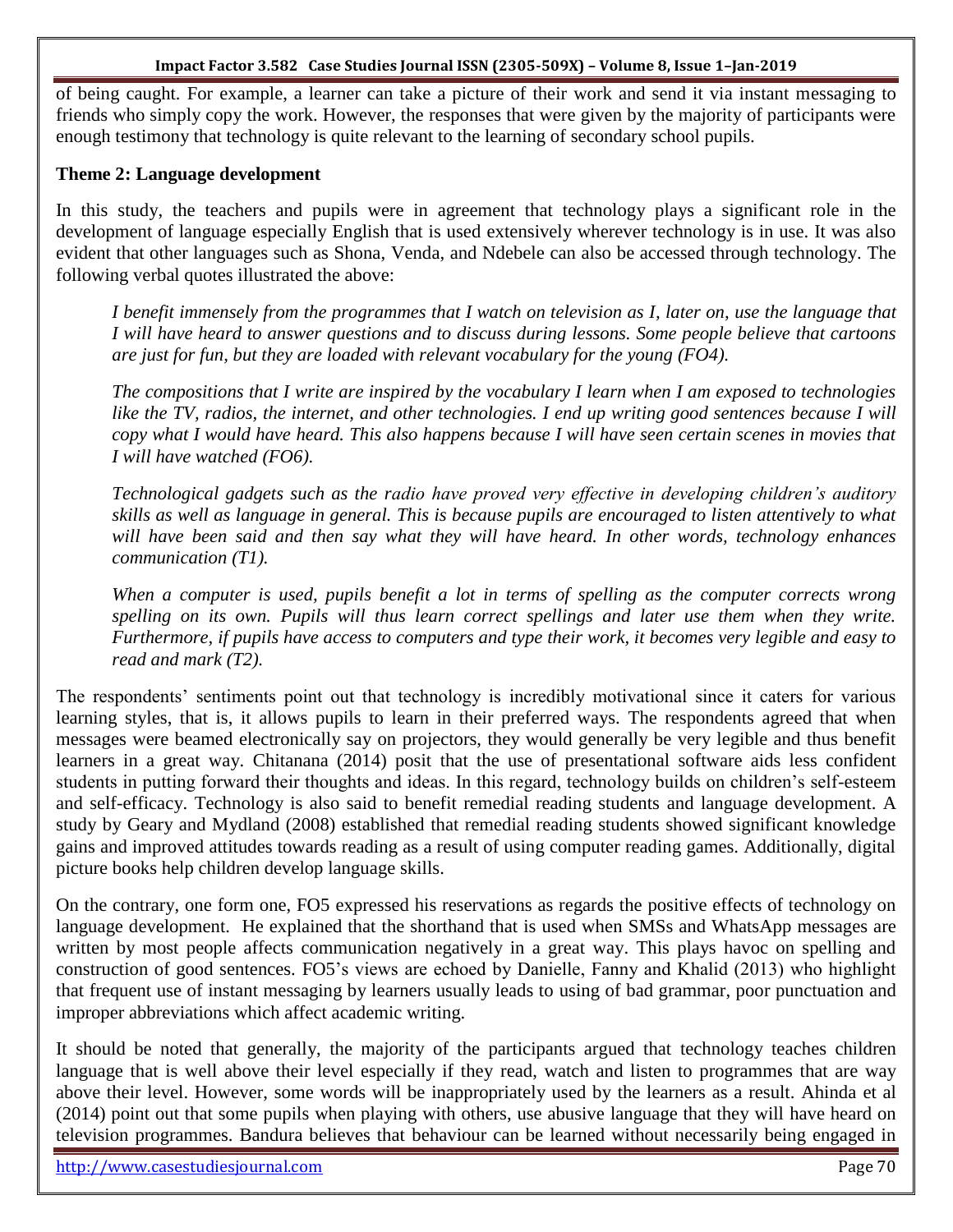of being caught. For example, a learner can take a picture of their work and send it via instant messaging to friends who simply copy the work. However, the responses that were given by the majority of participants were enough testimony that technology is quite relevant to the learning of secondary school pupils.

### Theme 2: Language development

In this study, the teachers and pupils were in agreement that technology plays a significant role in the development of language especially English that is used extensively wherever technology is in use. It was also evident that other languages such as Shona, Venda, and Ndebele can also be accessed through technology. The following verbal quotes illustrated the above:

> *I benefit immensely from the programmes that I watch on television as I, later on, use the language that I will have heard to answer questions and to discuss during lessons. Some people believe that cartoons are just for fun, but they are loaded with relevant vocabulary for the young (FO4).*
>
> *The compositions that I write are inspired by the vocabulary I learn when I am exposed to technologies like the TV, radios, the internet, and other technologies. I end up writing good sentences because I will copy what I would have heard. This also happens because I will have seen certain scenes in movies that I will have watched (FO6).*
>
> *Technological gadgets such as the radio have proved very effective in developing children's auditory skills as well as language in general. This is because pupils are encouraged to listen attentively to what will have been said and then say what they will have heard. In other words, technology enhances communication (T1).*
>
> *When a computer is used, pupils benefit a lot in terms of spelling as the computer corrects wrong spelling on its own. Pupils will thus learn correct spellings and later use them when they write. Furthermore, if pupils have access to computers and type their work, it becomes very legible and easy to read and mark (T2).*

The respondents' sentiments point out that technology is incredibly motivational since it caters for various learning styles, that is, it allows pupils to learn in their preferred ways. The respondents agreed that when messages were beamed electronically say on projectors, they would generally be very legible and thus benefit learners in a great way. Chitanana (2014) posit that the use of presentational software aids less confident students in putting forward their thoughts and ideas. In this regard, technology builds on children's self-esteem and self-efficacy. Technology is also said to benefit remedial reading students and language development. A study by Geary and Mydland (2008) established that remedial reading students showed significant knowledge gains and improved attitudes towards reading as a result of using computer reading games. Additionally, digital picture books help children develop language skills.

On the contrary, one form one, FO5 expressed his reservations as regards the positive effects of technology on language development. He explained that the shorthand that is used when SMSs and WhatsApp messages are written by most people affects communication negatively in a great way. This plays havoc on spelling and construction of good sentences. FO5's views are echoed by Danielle, Fanny and Khalid (2013) who highlight that frequent use of instant messaging by learners usually leads to using of bad grammar, poor punctuation and improper abbreviations which affect academic writing.

It should be noted that generally, the majority of the participants argued that technology teaches children language that is well above their level especially if they read, watch and listen to programmes that are way above their level. However, some words will be inappropriately used by the learners as a result. Ahinda et al (2014) point out that some pupils when playing with others, use abusive language that they will have heard on television programmes. Bandura believes that behaviour can be learned without necessarily being engaged in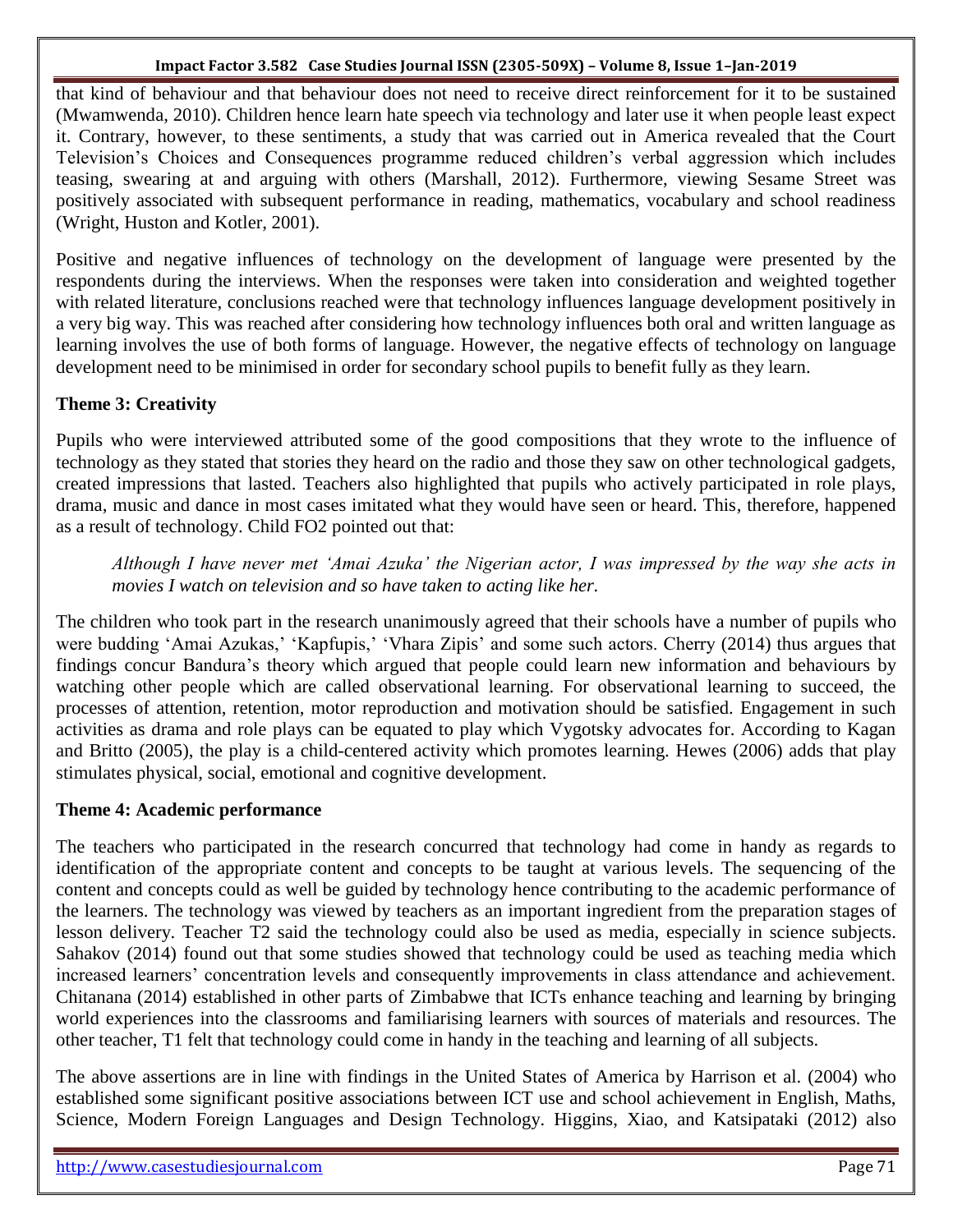that kind of behaviour and that behaviour does not need to receive direct reinforcement for it to be sustained (Mwamwenda, 2010). Children hence learn hate speech via technology and later use it when people least expect it. Contrary, however, to these sentiments, a study that was carried out in America revealed that the Court Television's Choices and Consequences programme reduced children's verbal aggression which includes teasing, swearing at and arguing with others (Marshall, 2012). Furthermore, viewing Sesame Street was positively associated with subsequent performance in reading, mathematics, vocabulary and school readiness (Wright, Huston and Kotler, 2001).

Positive and negative influences of technology on the development of language were presented by the respondents during the interviews. When the responses were taken into consideration and weighted together with related literature, conclusions reached were that technology influences language development positively in a very big way. This was reached after considering how technology influences both oral and written language as learning involves the use of both forms of language. However, the negative effects of technology on language development need to be minimised in order for secondary school pupils to benefit fully as they learn.

### Theme 3: Creativity

Pupils who were interviewed attributed some of the good compositions that they wrote to the influence of technology as they stated that stories they heard on the radio and those they saw on other technological gadgets, created impressions that lasted. Teachers also highlighted that pupils who actively participated in role plays, drama, music and dance in most cases imitated what they would have seen or heard. This, therefore, happened as a result of technology. Child FO2 pointed out that:

> *Although I have never met 'Amai Azuka' the Nigerian actor, I was impressed by the way she acts in movies I watch on television and so have taken to acting like her.*

The children who took part in the research unanimously agreed that their schools have a number of pupils who were budding 'Amai Azukas,' 'Kapfupis,' 'Vhara Zipis' and some such actors. Cherry (2014) thus argues that findings concur Bandura's theory which argued that people could learn new information and behaviours by watching other people which are called observational learning. For observational learning to succeed, the processes of attention, retention, motor reproduction and motivation should be satisfied. Engagement in such activities as drama and role plays can be equated to play which Vygotsky advocates for. According to Kagan and Britto (2005), the play is a child-centered activity which promotes learning. Hewes (2006) adds that play stimulates physical, social, emotional and cognitive development.

### Theme 4: Academic performance

The teachers who participated in the research concurred that technology had come in handy as regards to identification of the appropriate content and concepts to be taught at various levels. The sequencing of the content and concepts could as well be guided by technology hence contributing to the academic performance of the learners. The technology was viewed by teachers as an important ingredient from the preparation stages of lesson delivery. Teacher T2 said the technology could also be used as media, especially in science subjects. Sahakov (2014) found out that some studies showed that technology could be used as teaching media which increased learners' concentration levels and consequently improvements in class attendance and achievement. Chitanana (2014) established in other parts of Zimbabwe that ICTs enhance teaching and learning by bringing world experiences into the classrooms and familiarising learners with sources of materials and resources. The other teacher, T1 felt that technology could come in handy in the teaching and learning of all subjects.

The above assertions are in line with findings in the United States of America by Harrison et al. (2004) who established some significant positive associations between ICT use and school achievement in English, Maths, Science, Modern Foreign Languages and Design Technology. Higgins, Xiao, and Katsipataki (2012) also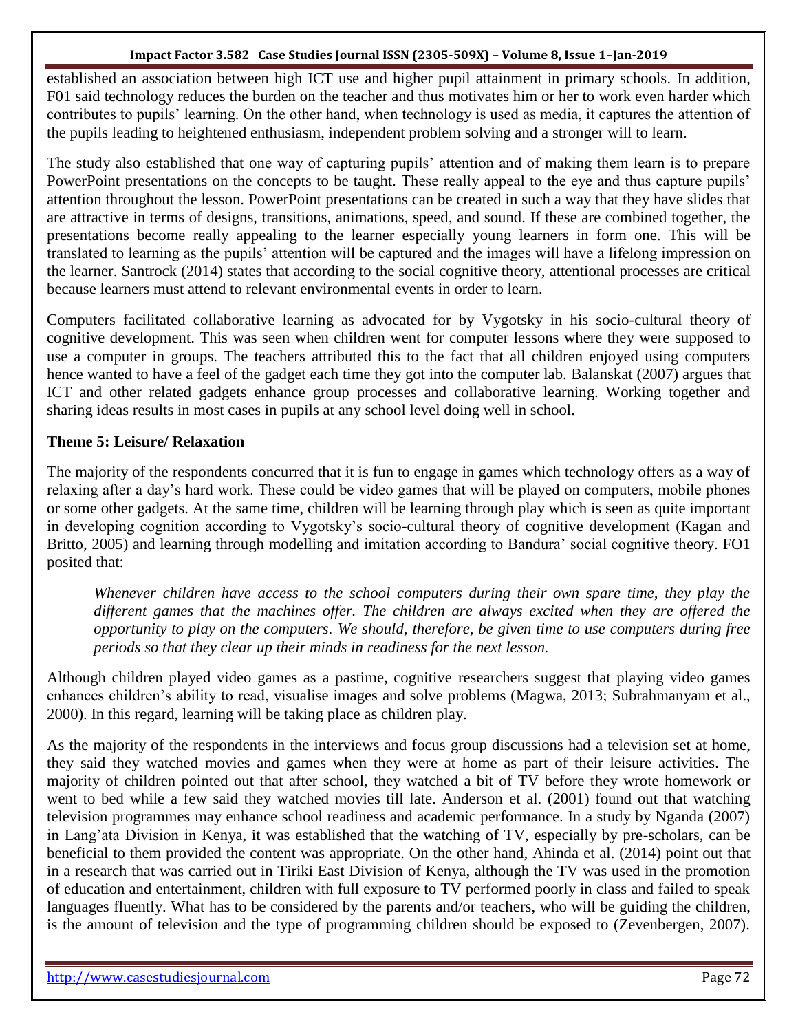established an association between high ICT use and higher pupil attainment in primary schools. In addition, F01 said technology reduces the burden on the teacher and thus motivates him or her to work even harder which contributes to pupils' learning. On the other hand, when technology is used as media, it captures the attention of the pupils leading to heightened enthusiasm, independent problem solving and a stronger will to learn.

The study also established that one way of capturing pupils' attention and of making them learn is to prepare PowerPoint presentations on the concepts to be taught. These really appeal to the eye and thus capture pupils' attention throughout the lesson. PowerPoint presentations can be created in such a way that they have slides that are attractive in terms of designs, transitions, animations, speed, and sound. If these are combined together, the presentations become really appealing to the learner especially young learners in form one. This will be translated to learning as the pupils' attention will be captured and the images will have a lifelong impression on the learner. Santrock (2014) states that according to the social cognitive theory, attentional processes are critical because learners must attend to relevant environmental events in order to learn.

Computers facilitated collaborative learning as advocated for by Vygotsky in his socio-cultural theory of cognitive development. This was seen when children went for computer lessons where they were supposed to use a computer in groups. The teachers attributed this to the fact that all children enjoyed using computers hence wanted to have a feel of the gadget each time they got into the computer lab. Balanskat (2007) argues that ICT and other related gadgets enhance group processes and collaborative learning. Working together and sharing ideas results in most cases in pupils at any school level doing well in school.

### Theme 5: Leisure/ Relaxation

The majority of the respondents concurred that it is fun to engage in games which technology offers as a way of relaxing after a day's hard work. These could be video games that will be played on computers, mobile phones or some other gadgets. At the same time, children will be learning through play which is seen as quite important in developing cognition according to Vygotsky's socio-cultural theory of cognitive development (Kagan and Britto, 2005) and learning through modelling and imitation according to Bandura' social cognitive theory. FO1 posited that:

> *Whenever children have access to the school computers during their own spare time, they play the different games that the machines offer. The children are always excited when they are offered the opportunity to play on the computers. We should, therefore, be given time to use computers during free periods so that they clear up their minds in readiness for the next lesson.*

Although children played video games as a pastime, cognitive researchers suggest that playing video games enhances children's ability to read, visualise images and solve problems (Magwa, 2013; Subrahmanyam et al., 2000). In this regard, learning will be taking place as children play.

As the majority of the respondents in the interviews and focus group discussions had a television set at home, they said they watched movies and games when they were at home as part of their leisure activities. The majority of children pointed out that after school, they watched a bit of TV before they wrote homework or went to bed while a few said they watched movies till late. Anderson et al. (2001) found out that watching television programmes may enhance school readiness and academic performance. In a study by Nganda (2007) in Lang'ata Division in Kenya, it was established that the watching of TV, especially by pre-scholars, can be beneficial to them provided the content was appropriate. On the other hand, Ahinda et al. (2014) point out that in a research that was carried out in Tiriki East Division of Kenya, although the TV was used in the promotion of education and entertainment, children with full exposure to TV performed poorly in class and failed to speak languages fluently. What has to be considered by the parents and/or teachers, who will be guiding the children, is the amount of television and the type of programming children should be exposed to (Zevenbergen, 2007).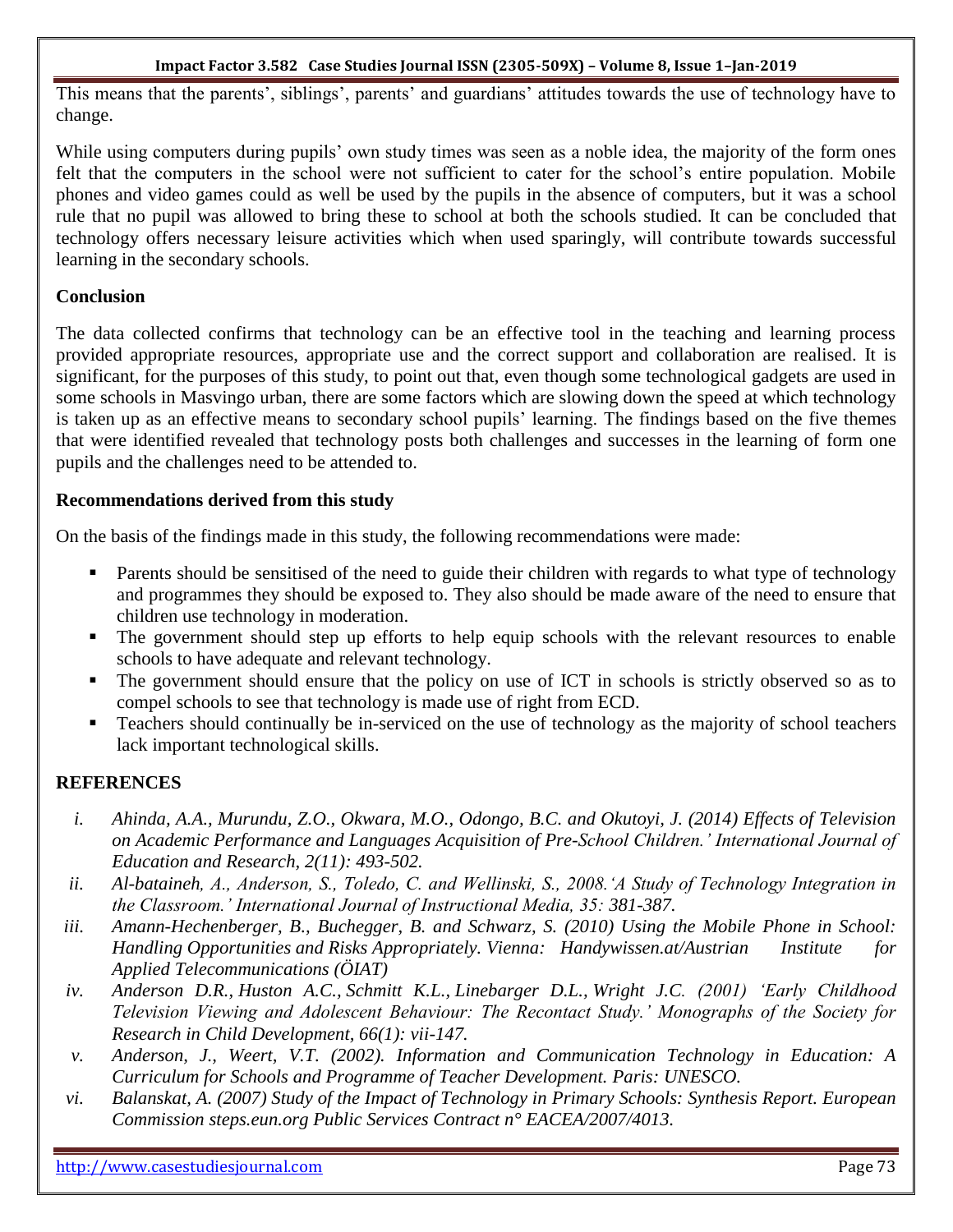This means that the parents', siblings', parents' and guardians' attitudes towards the use of technology have to change.

While using computers during pupils' own study times was seen as a noble idea, the majority of the form ones felt that the computers in the school were not sufficient to cater for the school's entire population. Mobile phones and video games could as well be used by the pupils in the absence of computers, but it was a school rule that no pupil was allowed to bring these to school at both the schools studied. It can be concluded that technology offers necessary leisure activities which when used sparingly, will contribute towards successful learning in the secondary schools.

## Conclusion

The data collected confirms that technology can be an effective tool in the teaching and learning process provided appropriate resources, appropriate use and the correct support and collaboration are realised. It is significant, for the purposes of this study, to point out that, even though some technological gadgets are used in some schools in Masvingo urban, there are some factors which are slowing down the speed at which technology is taken up as an effective means to secondary school pupils' learning. The findings based on the five themes that were identified revealed that technology posts both challenges and successes in the learning of form one pupils and the challenges need to be attended to.

## Recommendations derived from this study

On the basis of the findings made in this study, the following recommendations were made:

- Parents should be sensitised of the need to guide their children with regards to what type of technology and programmes they should be exposed to. They also should be made aware of the need to ensure that children use technology in moderation.
- The government should step up efforts to help equip schools with the relevant resources to enable schools to have adequate and relevant technology.
- The government should ensure that the policy on use of ICT in schools is strictly observed so as to compel schools to see that technology is made use of right from ECD.
- Teachers should continually be in-serviced on the use of technology as the majority of school teachers lack important technological skills.

## REFERENCES

i. *Ahinda, A.A., Murundu, Z.O., Okwara, M.O., Odongo, B.C. and Okutoyi, J. (2014) Effects of Television on Academic Performance and Languages Acquisition of Pre-School Children.' International Journal of Education and Research, 2(11): 493-502.*

ii. *Al-bataineh, A., Anderson, S., Toledo, C. and Wellinski, S., 2008.'A Study of Technology Integration in the Classroom.' International Journal of Instructional Media, 35: 381-387.*

iii. *Amann-Hechenberger, B., Buchegger, B. and Schwarz, S. (2010) Using the Mobile Phone in School: Handling Opportunities and Risks Appropriately. Vienna: Handywissen.at/Austrian Institute for Applied Telecommunications (ÖIAT)*

iv. *Anderson D.R., Huston A.C., Schmitt K.L., Linebarger D.L., Wright J.C. (2001) 'Early Childhood Television Viewing and Adolescent Behaviour: The Recontact Study.' Monographs of the Society for Research in Child Development, 66(1): vii-147.*

v. *Anderson, J., Weert, V.T. (2002). Information and Communication Technology in Education: A Curriculum for Schools and Programme of Teacher Development. Paris: UNESCO.*

vi. *Balanskat, A. (2007) Study of the Impact of Technology in Primary Schools: Synthesis Report. European Commission steps.eun.org Public Services Contract n° EACEA/2007/4013.*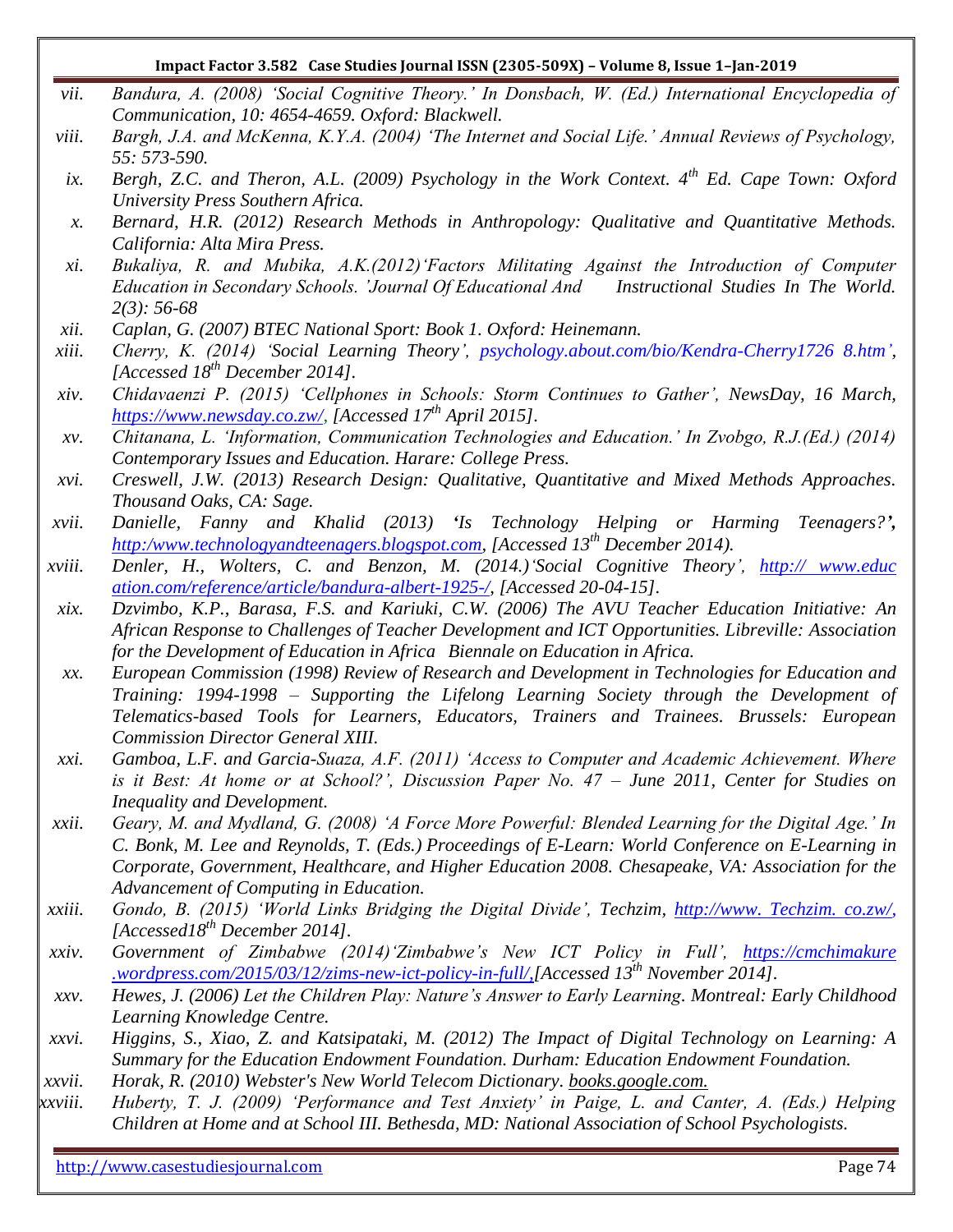vii. *Bandura, A. (2008) 'Social Cognitive Theory.' In Donsbach, W. (Ed.) International Encyclopedia of Communication, 10: 4654-4659. Oxford: Blackwell.*

viii. *Bargh, J.A. and McKenna, K.Y.A. (2004) 'The Internet and Social Life.' Annual Reviews of Psychology, 55: 573-590.*

ix. *Bergh, Z.C. and Theron, A.L. (2009) Psychology in the Work Context. 4th Ed. Cape Town: Oxford University Press Southern Africa.*

x. *Bernard, H.R. (2012) Research Methods in Anthropology: Qualitative and Quantitative Methods. California: Alta Mira Press.*

xi. *Bukaliya, R. and Mubika, A.K.(2012)'Factors Militating Against the Introduction of Computer Education in Secondary Schools. 'Journal Of Educational And Instructional Studies In The World. 2(3): 56-68*

xii. *Caplan, G. (2007) BTEC National Sport: Book 1. Oxford: Heinemann.*

xiii. *Cherry, K. (2014) 'Social Learning Theory', psychology.about.com/bio/Kendra-Cherry1726 8.htm', [Accessed 18th December 2014].*

xiv. *Chidavaenzi P. (2015) 'Cellphones in Schools: Storm Continues to Gather', NewsDay, 16 March, https://www.newsday.co.zw/, [Accessed 17th April 2015].*

xv. *Chitanana, L. 'Information, Communication Technologies and Education.' In Zvobgo, R.J.(Ed.) (2014) Contemporary Issues and Education. Harare: College Press.*

xvi. *Creswell, J.W. (2013) Research Design: Qualitative, Quantitative and Mixed Methods Approaches. Thousand Oaks, CA: Sage.*

xvii. *Danielle, Fanny and Khalid (2013) **'**Is Technology Helping or Harming Teenagers?**'**, http:/www.technologyandteenagers.blogspot.com, [Accessed 13th December 2014).*

xviii. *Denler, H., Wolters, C. and Benzon, M. (2014.)'Social Cognitive Theory', http:// www.education.com/reference/article/bandura-albert-1925-/, [Accessed 20-04-15].*

xix. *Dzvimbo, K.P., Barasa, F.S. and Kariuki, C.W. (2006) The AVU Teacher Education Initiative: An African Response to Challenges of Teacher Development and ICT Opportunities. Libreville: Association for the Development of Education in Africa Biennale on Education in Africa.*

xx. *European Commission (1998) Review of Research and Development in Technologies for Education and Training: 1994-1998 – Supporting the Lifelong Learning Society through the Development of Telematics-based Tools for Learners, Educators, Trainers and Trainees. Brussels: European Commission Director General XIII.*

xxi. *Gamboa, L.F. and Garcia-Suaza, A.F. (2011) 'Access to Computer and Academic Achievement. Where is it Best: At home or at School?', Discussion Paper No. 47 – June 2011, Center for Studies on Inequality and Development.*

xxii. *Geary, M. and Mydland, G. (2008) 'A Force More Powerful: Blended Learning for the Digital Age.' In C. Bonk, M. Lee and Reynolds, T. (Eds.) Proceedings of E-Learn: World Conference on E-Learning in Corporate, Government, Healthcare, and Higher Education 2008. Chesapeake, VA: Association for the Advancement of Computing in Education.*

xxiii. *Gondo, B. (2015) 'World Links Bridging the Digital Divide', Techzim, http://www. Techzim. co.zw/, [Accessed18th December 2014].*

xxiv. *Government of Zimbabwe (2014)'Zimbabwe's New ICT Policy in Full', https://cmchimakure.wordpress.com/2015/03/12/zims-new-ict-policy-in-full/,[Accessed 13th November 2014].*

xxv. *Hewes, J. (2006) Let the Children Play: Nature's Answer to Early Learning. Montreal: Early Childhood Learning Knowledge Centre.*

xxvi. *Higgins, S., Xiao, Z. and Katsipataki, M. (2012) The Impact of Digital Technology on Learning: A Summary for the Education Endowment Foundation. Durham: Education Endowment Foundation.*

xxvii. *Horak, R. (2010) Webster's New World Telecom Dictionary. books.google.com.*

xxviii. *Huberty, T. J. (2009) 'Performance and Test Anxiety' in Paige, L. and Canter, A. (Eds.) Helping Children at Home and at School III. Bethesda, MD: National Association of School Psychologists.*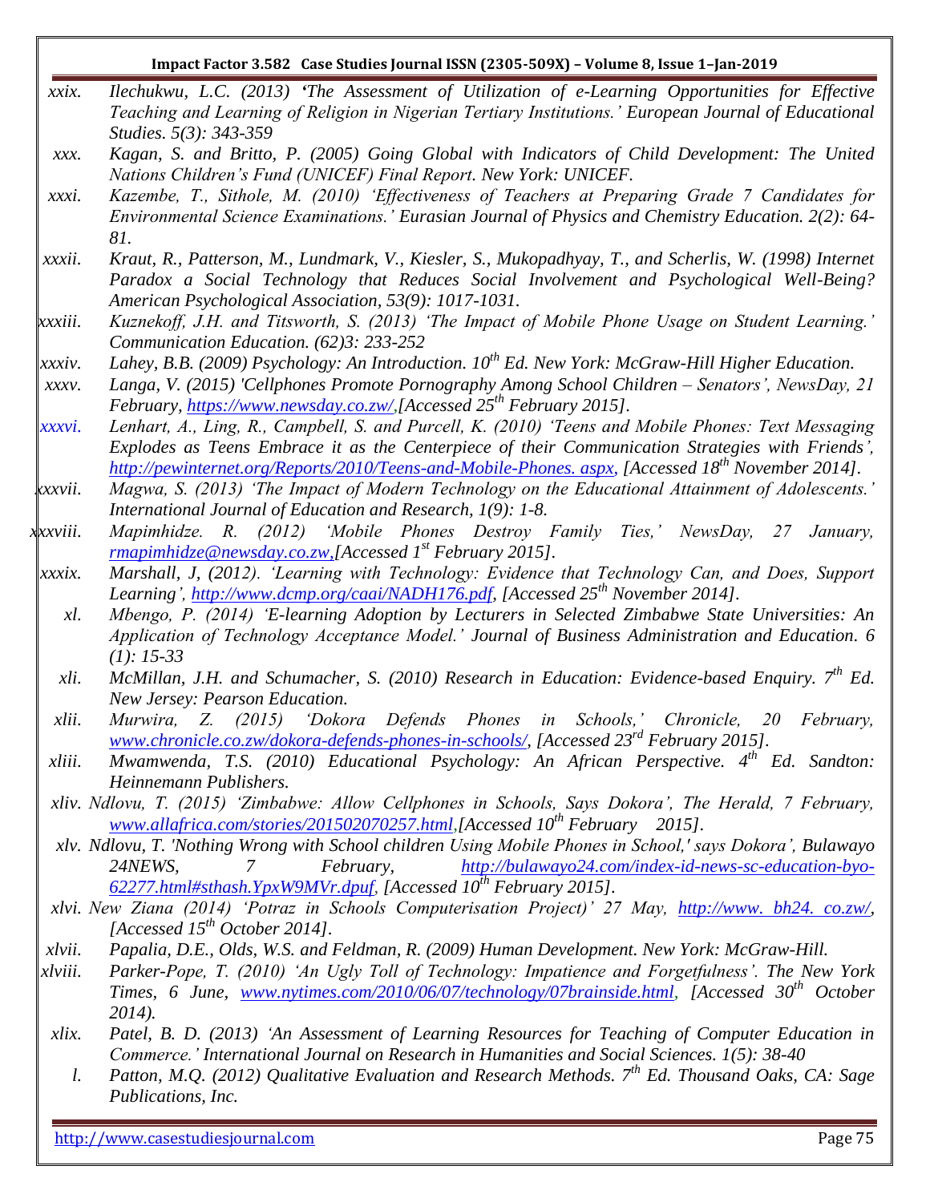- xxix. *Ilechukwu, L.C. (2013) 'The Assessment of Utilization of e-Learning Opportunities for Effective Teaching and Learning of Religion in Nigerian Tertiary Institutions.' European Journal of Educational Studies. 5(3): 343-359*
- xxx. *Kagan, S. and Britto, P. (2005) Going Global with Indicators of Child Development: The United Nations Children's Fund (UNICEF) Final Report. New York: UNICEF.*
- xxxi. *Kazembe, T., Sithole, M. (2010) 'Effectiveness of Teachers at Preparing Grade 7 Candidates for Environmental Science Examinations.' Eurasian Journal of Physics and Chemistry Education. 2(2): 64-81.*
- xxxii. *Kraut, R., Patterson, M., Lundmark, V., Kiesler, S., Mukopadhyay, T., and Scherlis, W. (1998) Internet Paradox a Social Technology that Reduces Social Involvement and Psychological Well-Being? American Psychological Association, 53(9): 1017-1031.*
- xxxiii. *Kuznekoff, J.H. and Titsworth, S. (2013) 'The Impact of Mobile Phone Usage on Student Learning.' Communication Education. (62)3: 233-252*
- xxxiv. *Lahey, B.B. (2009) Psychology: An Introduction. 10th Ed. New York: McGraw-Hill Higher Education.*
- xxxv. *Langa, V. (2015) 'Cellphones Promote Pornography Among School Children – Senators', NewsDay, 21 February, https://www.newsday.co.zw/,[Accessed 25th February 2015].*
- xxxvi. *Lenhart, A., Ling, R., Campbell, S. and Purcell, K. (2010) 'Teens and Mobile Phones: Text Messaging Explodes as Teens Embrace it as the Centerpiece of their Communication Strategies with Friends', http://pewinternet.org/Reports/2010/Teens-and-Mobile-Phones. aspx, [Accessed 18th November 2014].*
- xxxvii. *Magwa, S. (2013) 'The Impact of Modern Technology on the Educational Attainment of Adolescents.' International Journal of Education and Research, 1(9): 1-8.*
- xxxviii. *Mapimhidze. R. (2012) 'Mobile Phones Destroy Family Ties,' NewsDay, 27 January, rmapimhidze@newsday.co.zw,[Accessed 1st February 2015].*
- xxxix. *Marshall, J, (2012). 'Learning with Technology: Evidence that Technology Can, and Does, Support Learning', http://www.dcmp.org/caai/NADH176.pdf, [Accessed 25th November 2014].*
- xl. *Mbengo, P. (2014) 'E-learning Adoption by Lecturers in Selected Zimbabwe State Universities: An Application of Technology Acceptance Model.' Journal of Business Administration and Education. 6 (1): 15-33*
- xli. *McMillan, J.H. and Schumacher, S. (2010) Research in Education: Evidence-based Enquiry. 7th Ed. New Jersey: Pearson Education.*
- xlii. *Murwira, Z. (2015) 'Dokora Defends Phones in Schools,' Chronicle, 20 February, www.chronicle.co.zw/dokora-defends-phones-in-schools/, [Accessed 23rd February 2015].*
- xliii. *Mwamwenda, T.S. (2010) Educational Psychology: An African Perspective. 4th Ed. Sandton: Heinnemann Publishers.*
- xliv. *Ndlovu, T. (2015) 'Zimbabwe: Allow Cellphones in Schools, Says Dokora', The Herald, 7 February, www.allafrica.com/stories/201502070257.html,[Accessed 10th February 2015].*
- xlv. *Ndlovu, T. 'Nothing Wrong with School children Using Mobile Phones in School,' says Dokora', Bulawayo 24NEWS, 7 February, http://bulawayo24.com/index-id-news-sc-education-byo-62277.html#sthash.YpxW9MVr.dpuf, [Accessed 10th February 2015].*
- xlvi. *New Ziana (2014) 'Potraz in Schools Computerisation Project)' 27 May, http://www. bh24. co.zw/, [Accessed 15th October 2014].*
- xlvii. *Papalia, D.E., Olds, W.S. and Feldman, R. (2009) Human Development. New York: McGraw-Hill.*
- xlviii. *Parker-Pope, T. (2010) 'An Ugly Toll of Technology: Impatience and Forgetfulness'. The New York Times, 6 June, www.nytimes.com/2010/06/07/technology/07brainside.html, [Accessed 30th October 2014).*
- xlix. *Patel, B. D. (2013) 'An Assessment of Learning Resources for Teaching of Computer Education in Commerce.' International Journal on Research in Humanities and Social Sciences. 1(5): 38-40*
- l. *Patton, M.Q. (2012) Qualitative Evaluation and Research Methods. 7th Ed. Thousand Oaks, CA: Sage Publications, Inc.*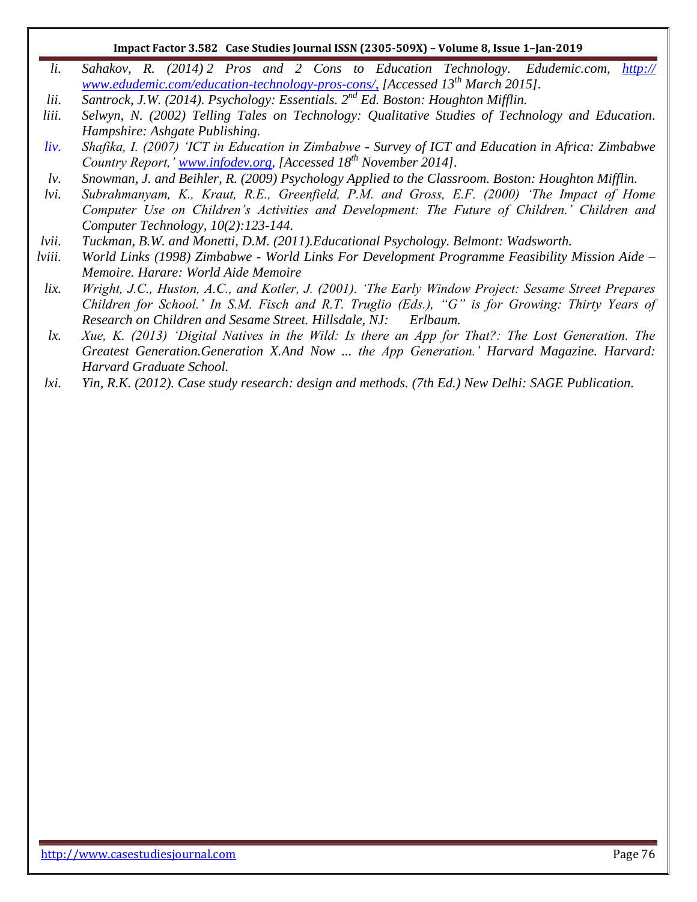li. *Sahakov, R. (2014) 2 Pros and 2 Cons to Education Technology. Edudemic.com, http:// www.edudemic.com/education-technology-pros-cons/, [Accessed 13th March 2015].*

lii. *Santrock, J.W. (2014). Psychology: Essentials. 2nd Ed. Boston: Houghton Mifflin.*

liii. *Selwyn, N. (2002) Telling Tales on Technology: Qualitative Studies of Technology and Education. Hampshire: Ashgate Publishing.*

liv. *Shafika, I. (2007) 'ICT in Education in Zimbabwe - Survey of ICT and Education in Africa: Zimbabwe Country Report,' www.infodev.org, [Accessed 18th November 2014].*

lv. *Snowman, J. and Beihler, R. (2009) Psychology Applied to the Classroom. Boston: Houghton Mifflin.*

lvi. *Subrahmanyam, K., Kraut, R.E., Greenfield, P.M. and Gross, E.F. (2000) 'The Impact of Home Computer Use on Children's Activities and Development: The Future of Children.' Children and Computer Technology, 10(2):123-144.*

lvii. *Tuckman, B.W. and Monetti, D.M. (2011).Educational Psychology. Belmont: Wadsworth.*

lviii. *World Links (1998) Zimbabwe - World Links For Development Programme Feasibility Mission Aide – Memoire. Harare: World Aide Memoire*

lix. *Wright, J.C., Huston, A.C., and Kotler, J. (2001). 'The Early Window Project: Sesame Street Prepares Children for School.' In S.M. Fisch and R.T. Truglio (Eds.), "G" is for Growing: Thirty Years of Research on Children and Sesame Street. Hillsdale, NJ: Erlbaum.*

lx. *Xue, K. (2013) 'Digital Natives in the Wild: Is there an App for That?: The Lost Generation. The Greatest Generation.Generation X.And Now ... the App Generation.' Harvard Magazine. Harvard: Harvard Graduate School.*

lxi. *Yin, R.K. (2012). Case study research: design and methods. (7th Ed.) New Delhi: SAGE Publication.*